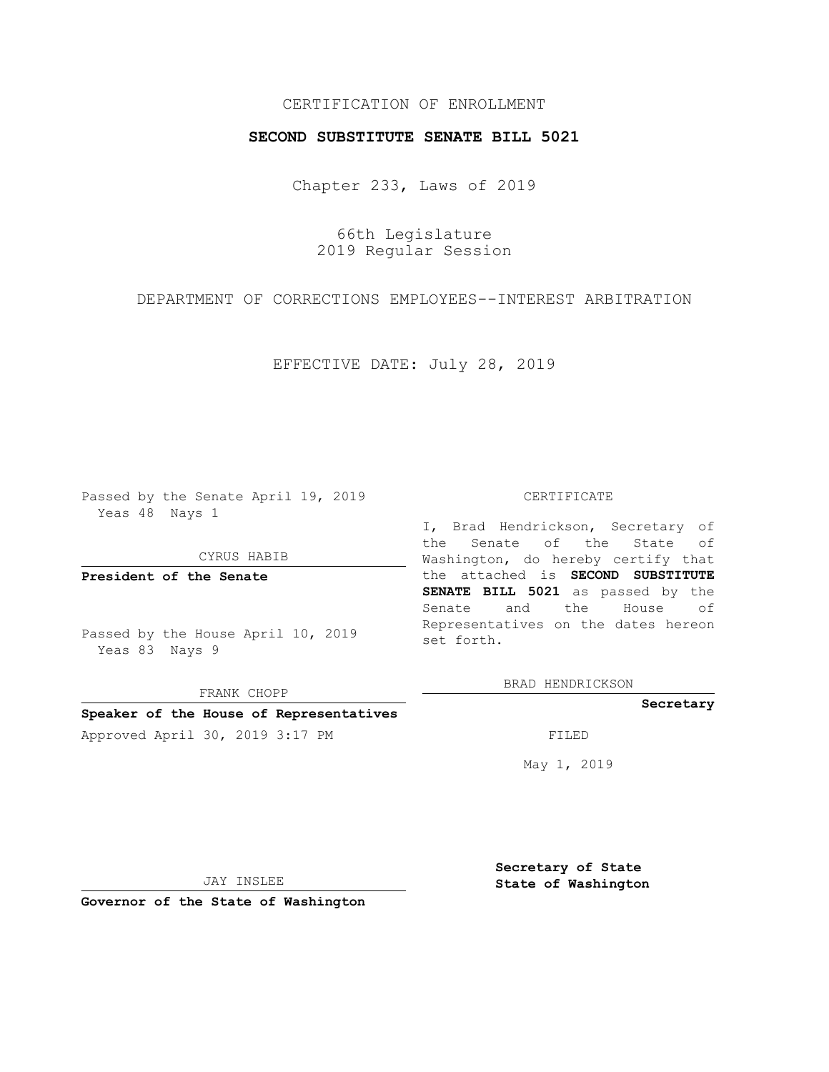CERTIFICATION OF ENROLLMENT

# SECOND SUBSTITUTE SENATE BILL 5021

Chapter 233, Laws of 2019

66th Legislature
2019 Regular Session

DEPARTMENT OF CORRECTIONS EMPLOYEES--INTEREST ARBITRATION

EFFECTIVE DATE: July 28, 2019

Passed by the Senate April 19, 2019
Yeas 48 Nays 1

CYRUS HABIB

**President of the Senate**

Passed by the House April 10, 2019
Yeas 83 Nays 9

FRANK CHOPP

**Speaker of the House of Representatives**

Approved April 30, 2019 3:17 PM

JAY INSLEE

**Governor of the State of Washington**

CERTIFICATE

I, Brad Hendrickson, Secretary of the Senate of the State of Washington, do hereby certify that the attached is **SECOND SUBSTITUTE SENATE BILL 5021** as passed by the Senate and the House of Representatives on the dates hereon set forth.

BRAD HENDRICKSON

**Secretary**

FILED

May 1, 2019

**Secretary of State**
**State of Washington**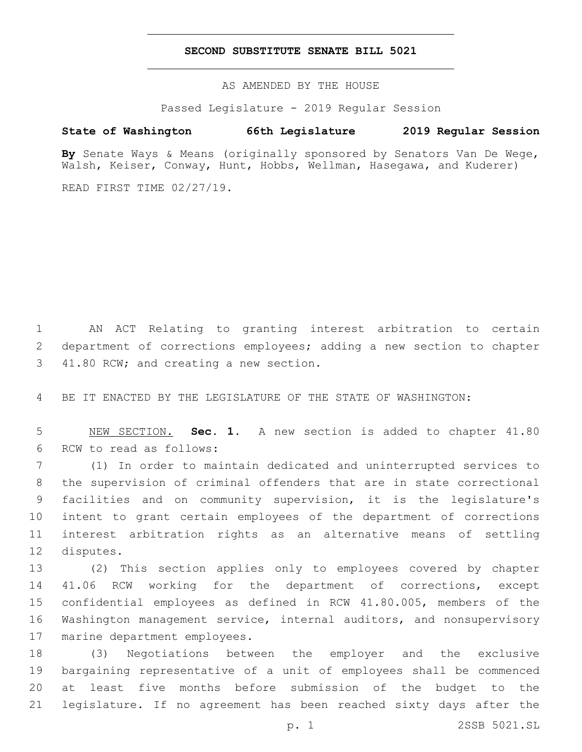# SECOND SUBSTITUTE SENATE BILL 5021

AS AMENDED BY THE HOUSE

Passed Legislature - 2019 Regular Session

**State of Washington 66th Legislature 2019 Regular Session**

**By** Senate Ways & Means (originally sponsored by Senators Van De Wege, Walsh, Keiser, Conway, Hunt, Hobbs, Wellman, Hasegawa, and Kuderer)

READ FIRST TIME 02/27/19.

AN ACT Relating to granting interest arbitration to certain department of corrections employees; adding a new section to chapter 41.80 RCW; and creating a new section.

BE IT ENACTED BY THE LEGISLATURE OF THE STATE OF WASHINGTON:

NEW SECTION. **Sec. 1.** A new section is added to chapter 41.80 RCW to read as follows:

(1) In order to maintain dedicated and uninterrupted services to the supervision of criminal offenders that are in state correctional facilities and on community supervision, it is the legislature's intent to grant certain employees of the department of corrections interest arbitration rights as an alternative means of settling disputes.

(2) This section applies only to employees covered by chapter 41.06 RCW working for the department of corrections, except confidential employees as defined in RCW 41.80.005, members of the Washington management service, internal auditors, and nonsupervisory marine department employees.

(3) Negotiations between the employer and the exclusive bargaining representative of a unit of employees shall be commenced at least five months before submission of the budget to the legislature. If no agreement has been reached sixty days after the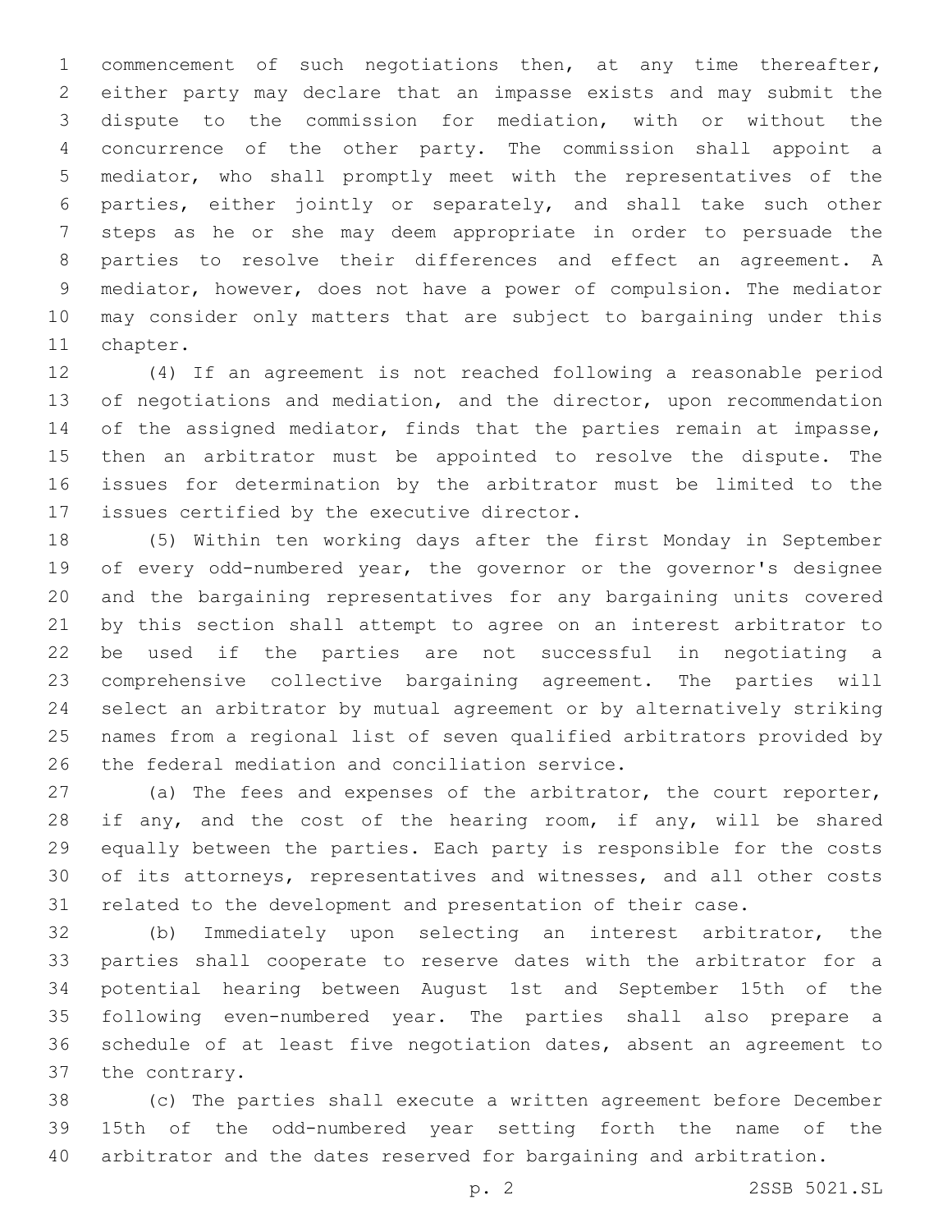commencement of such negotiations then, at any time thereafter, either party may declare that an impasse exists and may submit the dispute to the commission for mediation, with or without the concurrence of the other party. The commission shall appoint a mediator, who shall promptly meet with the representatives of the parties, either jointly or separately, and shall take such other steps as he or she may deem appropriate in order to persuade the parties to resolve their differences and effect an agreement. A mediator, however, does not have a power of compulsion. The mediator may consider only matters that are subject to bargaining under this chapter.

(4) If an agreement is not reached following a reasonable period of negotiations and mediation, and the director, upon recommendation of the assigned mediator, finds that the parties remain at impasse, then an arbitrator must be appointed to resolve the dispute. The issues for determination by the arbitrator must be limited to the issues certified by the executive director.

(5) Within ten working days after the first Monday in September of every odd-numbered year, the governor or the governor's designee and the bargaining representatives for any bargaining units covered by this section shall attempt to agree on an interest arbitrator to be used if the parties are not successful in negotiating a comprehensive collective bargaining agreement. The parties will select an arbitrator by mutual agreement or by alternatively striking names from a regional list of seven qualified arbitrators provided by the federal mediation and conciliation service.

(a) The fees and expenses of the arbitrator, the court reporter, if any, and the cost of the hearing room, if any, will be shared equally between the parties. Each party is responsible for the costs of its attorneys, representatives and witnesses, and all other costs related to the development and presentation of their case.

(b) Immediately upon selecting an interest arbitrator, the parties shall cooperate to reserve dates with the arbitrator for a potential hearing between August 1st and September 15th of the following even-numbered year. The parties shall also prepare a schedule of at least five negotiation dates, absent an agreement to the contrary.

(c) The parties shall execute a written agreement before December 15th of the odd-numbered year setting forth the name of the arbitrator and the dates reserved for bargaining and arbitration.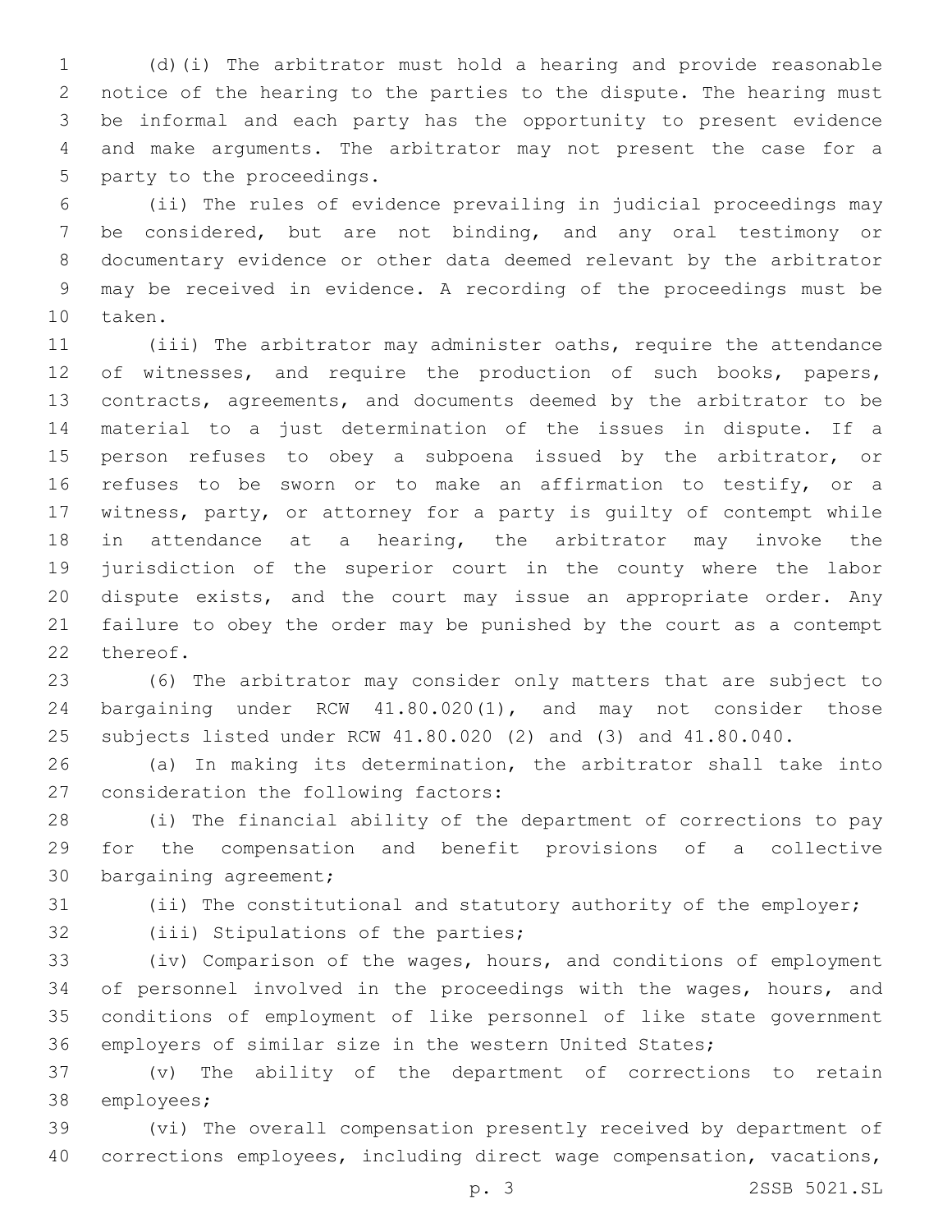(d)(i) The arbitrator must hold a hearing and provide reasonable notice of the hearing to the parties to the dispute. The hearing must be informal and each party has the opportunity to present evidence and make arguments. The arbitrator may not present the case for a party to the proceedings.

(ii) The rules of evidence prevailing in judicial proceedings may be considered, but are not binding, and any oral testimony or documentary evidence or other data deemed relevant by the arbitrator may be received in evidence. A recording of the proceedings must be taken.

(iii) The arbitrator may administer oaths, require the attendance of witnesses, and require the production of such books, papers, contracts, agreements, and documents deemed by the arbitrator to be material to a just determination of the issues in dispute. If a person refuses to obey a subpoena issued by the arbitrator, or refuses to be sworn or to make an affirmation to testify, or a witness, party, or attorney for a party is guilty of contempt while in attendance at a hearing, the arbitrator may invoke the jurisdiction of the superior court in the county where the labor dispute exists, and the court may issue an appropriate order. Any failure to obey the order may be punished by the court as a contempt thereof.

(6) The arbitrator may consider only matters that are subject to bargaining under RCW 41.80.020(1), and may not consider those subjects listed under RCW 41.80.020 (2) and (3) and 41.80.040.

(a) In making its determination, the arbitrator shall take into consideration the following factors:

(i) The financial ability of the department of corrections to pay for the compensation and benefit provisions of a collective bargaining agreement;

(ii) The constitutional and statutory authority of the employer;

(iii) Stipulations of the parties;

(iv) Comparison of the wages, hours, and conditions of employment of personnel involved in the proceedings with the wages, hours, and conditions of employment of like personnel of like state government employers of similar size in the western United States;

(v) The ability of the department of corrections to retain employees;

(vi) The overall compensation presently received by department of corrections employees, including direct wage compensation, vacations,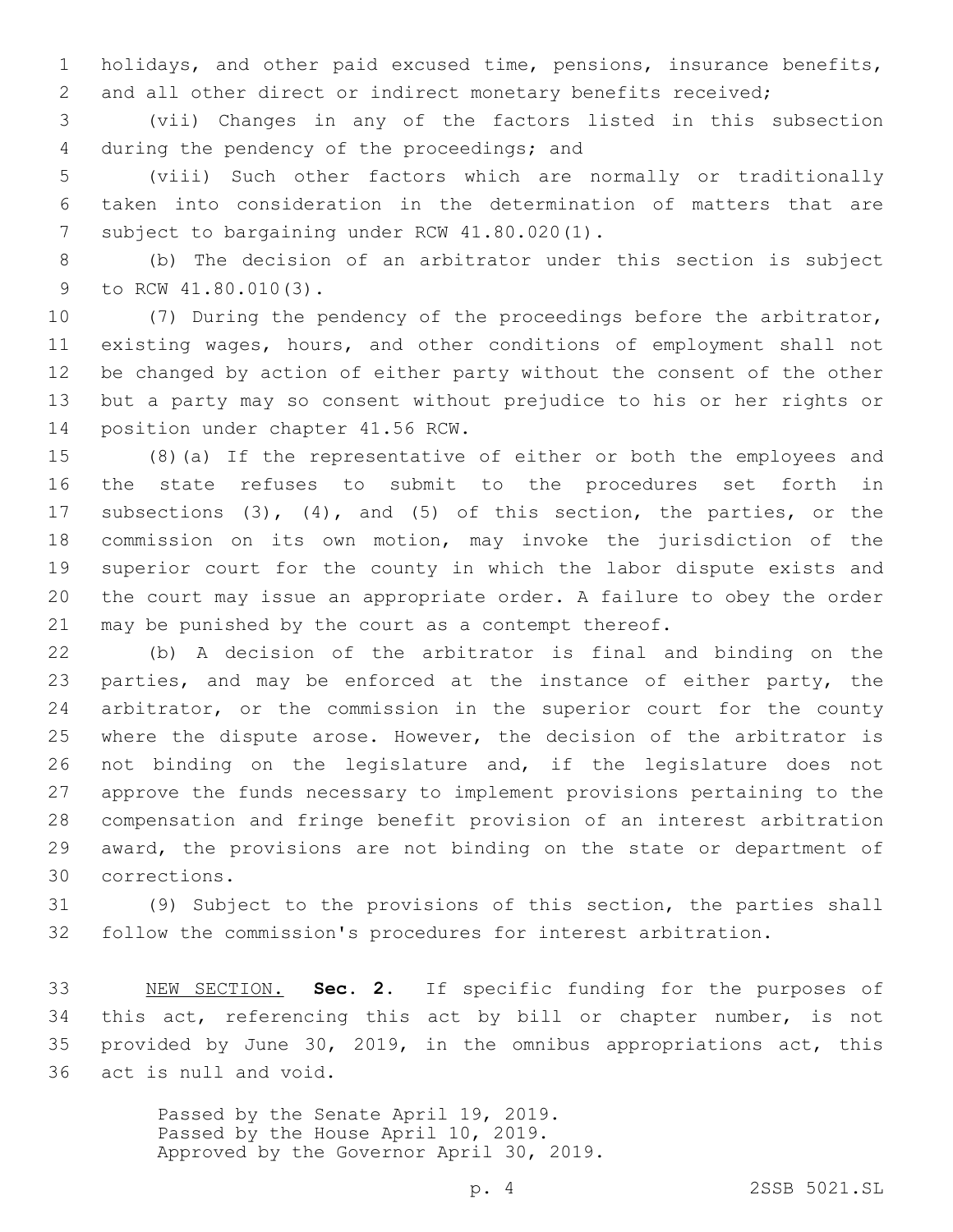holidays, and other paid excused time, pensions, insurance benefits, and all other direct or indirect monetary benefits received;

(vii) Changes in any of the factors listed in this subsection during the pendency of the proceedings; and

(viii) Such other factors which are normally or traditionally taken into consideration in the determination of matters that are subject to bargaining under RCW 41.80.020(1).

(b) The decision of an arbitrator under this section is subject to RCW 41.80.010(3).

(7) During the pendency of the proceedings before the arbitrator, existing wages, hours, and other conditions of employment shall not be changed by action of either party without the consent of the other but a party may so consent without prejudice to his or her rights or position under chapter 41.56 RCW.

(8)(a) If the representative of either or both the employees and the state refuses to submit to the procedures set forth in subsections (3), (4), and (5) of this section, the parties, or the commission on its own motion, may invoke the jurisdiction of the superior court for the county in which the labor dispute exists and the court may issue an appropriate order. A failure to obey the order may be punished by the court as a contempt thereof.

(b) A decision of the arbitrator is final and binding on the parties, and may be enforced at the instance of either party, the arbitrator, or the commission in the superior court for the county where the dispute arose. However, the decision of the arbitrator is not binding on the legislature and, if the legislature does not approve the funds necessary to implement provisions pertaining to the compensation and fringe benefit provision of an interest arbitration award, the provisions are not binding on the state or department of corrections.

(9) Subject to the provisions of this section, the parties shall follow the commission's procedures for interest arbitration.

NEW SECTION. **Sec. 2.** If specific funding for the purposes of this act, referencing this act by bill or chapter number, is not provided by June 30, 2019, in the omnibus appropriations act, this act is null and void.

Passed by the Senate April 19, 2019.
Passed by the House April 10, 2019.
Approved by the Governor April 30, 2019.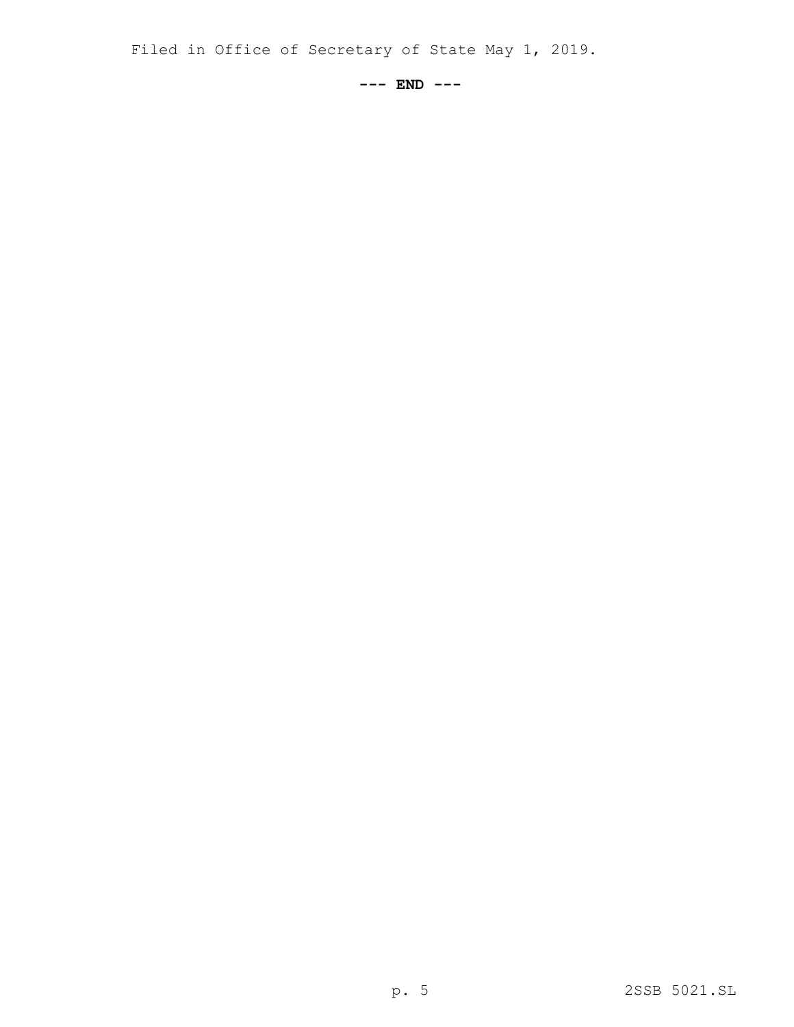Filed in Office of Secretary of State May 1, 2019.

**--- END ---**